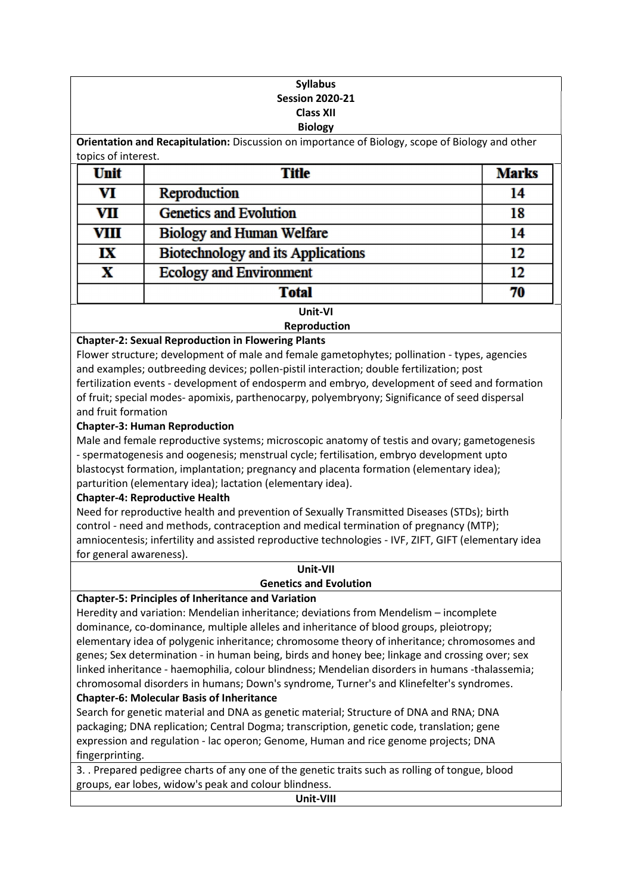**Syllabus**
**Session 2020-21**
**Class XII**
**Biology**

**Orientation and Recapitulation:** Discussion on importance of Biology, scope of Biology and other topics of interest.

| Unit | Title | Marks |
|---|---|---|
| VI | Reproduction | 14 |
| VII | Genetics and Evolution | 18 |
| VIII | Biology and Human Welfare | 14 |
| IX | Biotechnology and its Applications | 12 |
| X | Ecology and Environment | 12 |
| | **Total** | **70** |

## Unit-VI
## Reproduction

**Chapter-2: Sexual Reproduction in Flowering Plants**

Flower structure; development of male and female gametophytes; pollination - types, agencies and examples; outbreeding devices; pollen-pistil interaction; double fertilization; post fertilization events - development of endosperm and embryo, development of seed and formation of fruit; special modes- apomixis, parthenocarpy, polyembryony; Significance of seed dispersal and fruit formation

**Chapter-3: Human Reproduction**

Male and female reproductive systems; microscopic anatomy of testis and ovary; gametogenesis - spermatogenesis and oogenesis; menstrual cycle; fertilisation, embryo development upto blastocyst formation, implantation; pregnancy and placenta formation (elementary idea); parturition (elementary idea); lactation (elementary idea).

**Chapter-4: Reproductive Health**

Need for reproductive health and prevention of Sexually Transmitted Diseases (STDs); birth control - need and methods, contraception and medical termination of pregnancy (MTP); amniocentesis; infertility and assisted reproductive technologies - IVF, ZIFT, GIFT (elementary idea for general awareness).

## Unit-VII
## Genetics and Evolution

**Chapter-5: Principles of Inheritance and Variation**

Heredity and variation: Mendelian inheritance; deviations from Mendelism – incomplete dominance, co-dominance, multiple alleles and inheritance of blood groups, pleiotropy; elementary idea of polygenic inheritance; chromosome theory of inheritance; chromosomes and genes; Sex determination - in human being, birds and honey bee; linkage and crossing over; sex linked inheritance - haemophilia, colour blindness; Mendelian disorders in humans -thalassemia; chromosomal disorders in humans; Down's syndrome, Turner's and Klinefelter's syndromes.

**Chapter-6: Molecular Basis of Inheritance**

Search for genetic material and DNA as genetic material; Structure of DNA and RNA; DNA packaging; DNA replication; Central Dogma; transcription, genetic code, translation; gene expression and regulation - lac operon; Genome, Human and rice genome projects; DNA fingerprinting.

3. . Prepared pedigree charts of any one of the genetic traits such as rolling of tongue, blood groups, ear lobes, widow's peak and colour blindness.

## Unit-VIII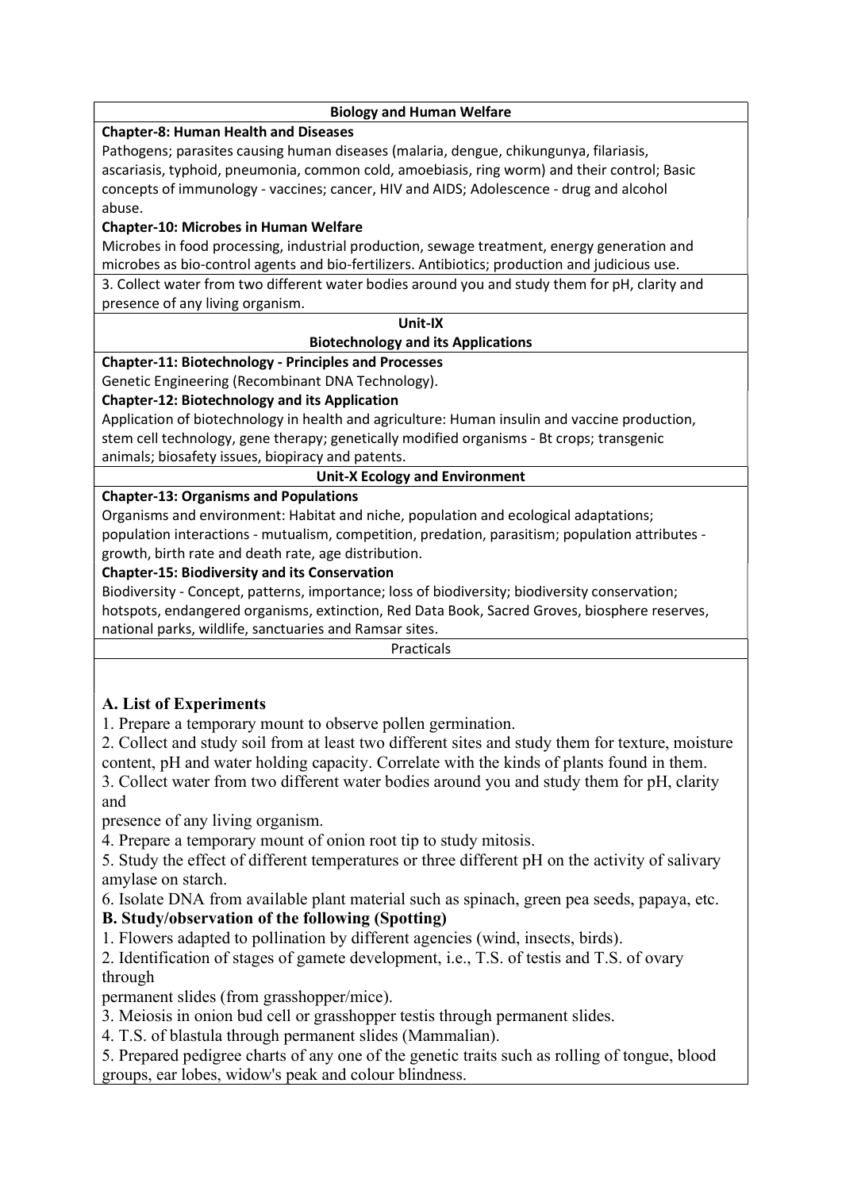**Biology and Human Welfare**

**Chapter-8: Human Health and Diseases**

Pathogens; parasites causing human diseases (malaria, dengue, chikungunya, filariasis, ascariasis, typhoid, pneumonia, common cold, amoebiasis, ring worm) and their control; Basic concepts of immunology - vaccines; cancer, HIV and AIDS; Adolescence - drug and alcohol abuse.

**Chapter-10: Microbes in Human Welfare**

Microbes in food processing, industrial production, sewage treatment, energy generation and microbes as bio-control agents and bio-fertilizers. Antibiotics; production and judicious use.

3. Collect water from two different water bodies around you and study them for pH, clarity and presence of any living organism.

**Unit-IX**

**Biotechnology and its Applications**

**Chapter-11: Biotechnology - Principles and Processes**

Genetic Engineering (Recombinant DNA Technology).

**Chapter-12: Biotechnology and its Application**

Application of biotechnology in health and agriculture: Human insulin and vaccine production, stem cell technology, gene therapy; genetically modified organisms - Bt crops; transgenic animals; biosafety issues, biopiracy and patents.

**Unit-X Ecology and Environment**

**Chapter-13: Organisms and Populations**

Organisms and environment: Habitat and niche, population and ecological adaptations; population interactions - mutualism, competition, predation, parasitism; population attributes - growth, birth rate and death rate, age distribution.

**Chapter-15: Biodiversity and its Conservation**

Biodiversity - Concept, patterns, importance; loss of biodiversity; biodiversity conservation; hotspots, endangered organisms, extinction, Red Data Book, Sacred Groves, biosphere reserves, national parks, wildlife, sanctuaries and Ramsar sites.

Practicals

**A. List of Experiments**

1. Prepare a temporary mount to observe pollen germination.
2. Collect and study soil from at least two different sites and study them for texture, moisture content, pH and water holding capacity. Correlate with the kinds of plants found in them.
3. Collect water from two different water bodies around you and study them for pH, clarity and presence of any living organism.
4. Prepare a temporary mount of onion root tip to study mitosis.
5. Study the effect of different temperatures or three different pH on the activity of salivary amylase on starch.
6. Isolate DNA from available plant material such as spinach, green pea seeds, papaya, etc.

**B. Study/observation of the following (Spotting)**

1. Flowers adapted to pollination by different agencies (wind, insects, birds).
2. Identification of stages of gamete development, i.e., T.S. of testis and T.S. of ovary through permanent slides (from grasshopper/mice).
3. Meiosis in onion bud cell or grasshopper testis through permanent slides.
4. T.S. of blastula through permanent slides (Mammalian).
5. Prepared pedigree charts of any one of the genetic traits such as rolling of tongue, blood groups, ear lobes, widow's peak and colour blindness.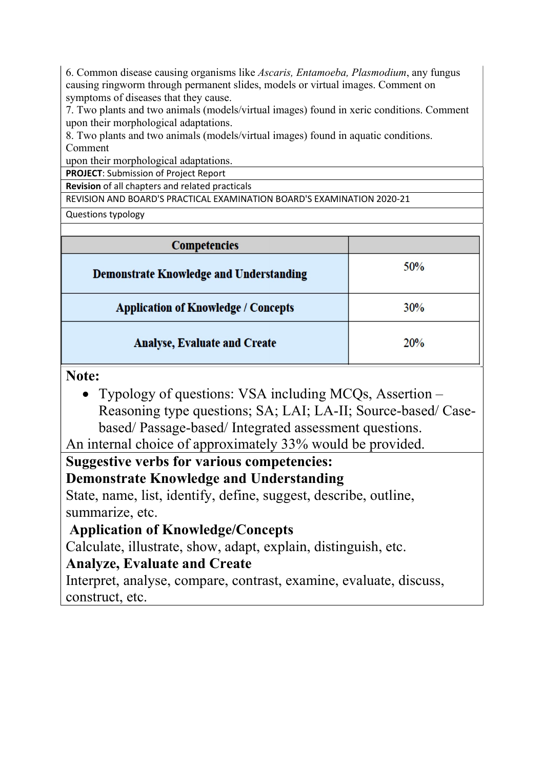6. Common disease causing organisms like *Ascaris, Entamoeba, Plasmodium*, any fungus causing ringworm through permanent slides, models or virtual images. Comment on symptoms of diseases that they cause.

7. Two plants and two animals (models/virtual images) found in xeric conditions. Comment upon their morphological adaptations.

8. Two plants and two animals (models/virtual images) found in aquatic conditions. Comment upon their morphological adaptations.

**PROJECT**: Submission of Project Report

**Revision** of all chapters and related practicals

REVISION AND BOARD'S PRACTICAL EXAMINATION BOARD'S EXAMINATION 2020-21

Questions typology

| Competencies | |
|---|---|
| **Demonstrate Knowledge and Understanding** | 50% |
| **Application of Knowledge / Concepts** | 30% |
| **Analyse, Evaluate and Create** | 20% |

**Note:**

- Typology of questions: VSA including MCQs, Assertion – Reasoning type questions; SA; LAI; LA-II; Source-based/ Case-based/ Passage-based/ Integrated assessment questions.

An internal choice of approximately 33% would be provided.

**Suggestive verbs for various competencies:**

**Demonstrate Knowledge and Understanding**

State, name, list, identify, define, suggest, describe, outline, summarize, etc.

**Application of Knowledge/Concepts**

Calculate, illustrate, show, adapt, explain, distinguish, etc.

**Analyze, Evaluate and Create**

Interpret, analyse, compare, contrast, examine, evaluate, discuss, construct, etc.